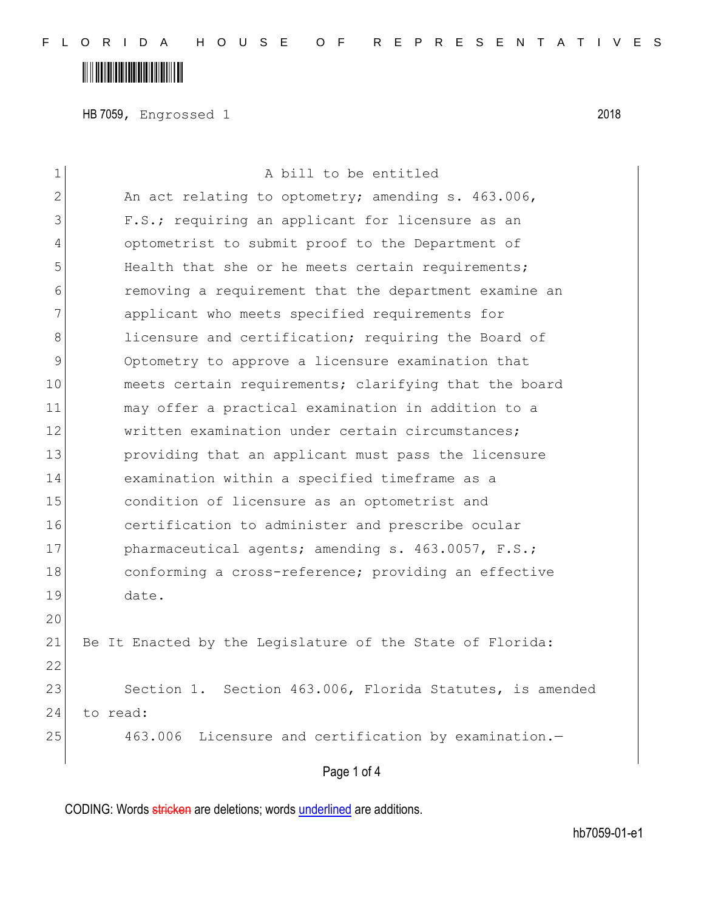HB 7059, Engrossed 1 2018

A bill to be entitled

An act relating to optometry; amending s. 463.006, F.S.; requiring an applicant for licensure as an optometrist to submit proof to the Department of Health that she or he meets certain requirements; removing a requirement that the department examine an applicant who meets specified requirements for licensure and certification; requiring the Board of Optometry to approve a licensure examination that meets certain requirements; clarifying that the board may offer a practical examination in addition to a written examination under certain circumstances; providing that an applicant must pass the licensure examination within a specified timeframe as a condition of licensure as an optometrist and certification to administer and prescribe ocular pharmaceutical agents; amending s. 463.0057, F.S.; conforming a cross-reference; providing an effective date.

Be It Enacted by the Legislature of the State of Florida:

Section 1. Section 463.006, Florida Statutes, is amended to read:

463.006 Licensure and certification by examination.—

CODING: Words stricken are deletions; words underlined are additions.

hb7059-01-e1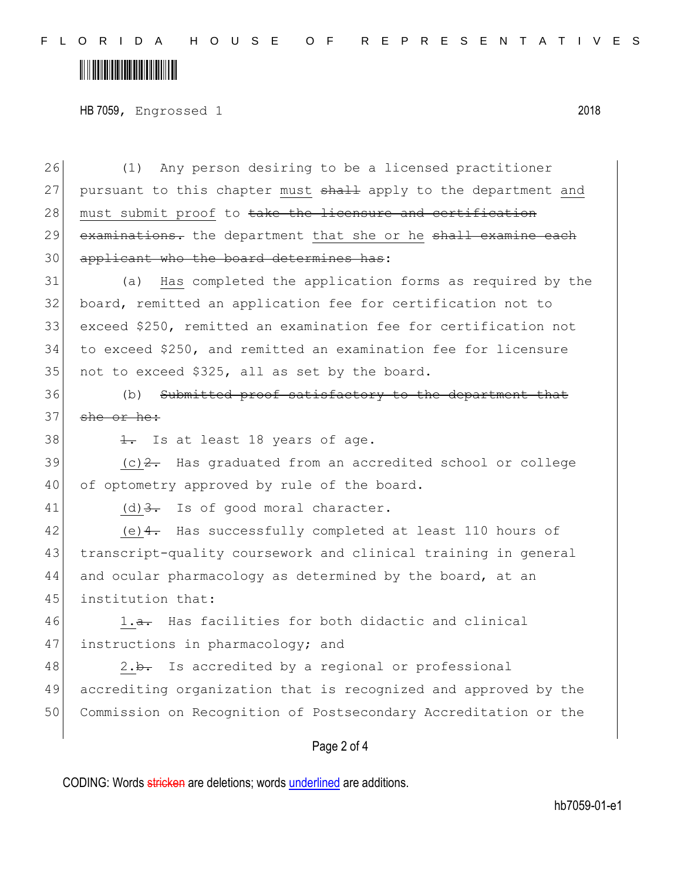HB 7059, Engrossed 1 2018

26 (1) Any person desiring to be a licensed practitioner
27 pursuant to this chapter <u>must</u> ~~shall~~ apply to the department <u>and</u>
28 <u>must submit proof</u> to ~~take the licensure and certification~~
29 ~~examinations.~~ the department <u>that she or he</u> ~~shall examine each~~
30 ~~applicant who the board determines has~~:

31 (a) <u>Has</u> completed the application forms as required by the
32 board, remitted an application fee for certification not to
33 exceed $250, remitted an examination fee for certification not
34 to exceed $250, and remitted an examination fee for licensure
35 not to exceed $325, all as set by the board.

36 (b) ~~Submitted proof satisfactory to the department that~~
37 ~~she or he:~~

38 ~~1.~~ Is at least 18 years of age.

39 <u>(c)</u>~~2.~~ Has graduated from an accredited school or college
40 of optometry approved by rule of the board.

41 <u>(d)</u>~~3.~~ Is of good moral character.

42 <u>(e)</u>~~4.~~ Has successfully completed at least 110 hours of
43 transcript-quality coursework and clinical training in general
44 and ocular pharmacology as determined by the board, at an
45 institution that:

46 <u>1.</u>~~a.~~ Has facilities for both didactic and clinical
47 instructions in pharmacology; and

48 <u>2.</u>~~b.~~ Is accredited by a regional or professional
49 accrediting organization that is recognized and approved by the
50 Commission on Recognition of Postsecondary Accreditation or the

CODING: Words ~~stricken~~ are deletions; words <u>underlined</u> are additions.

hb7059-01-e1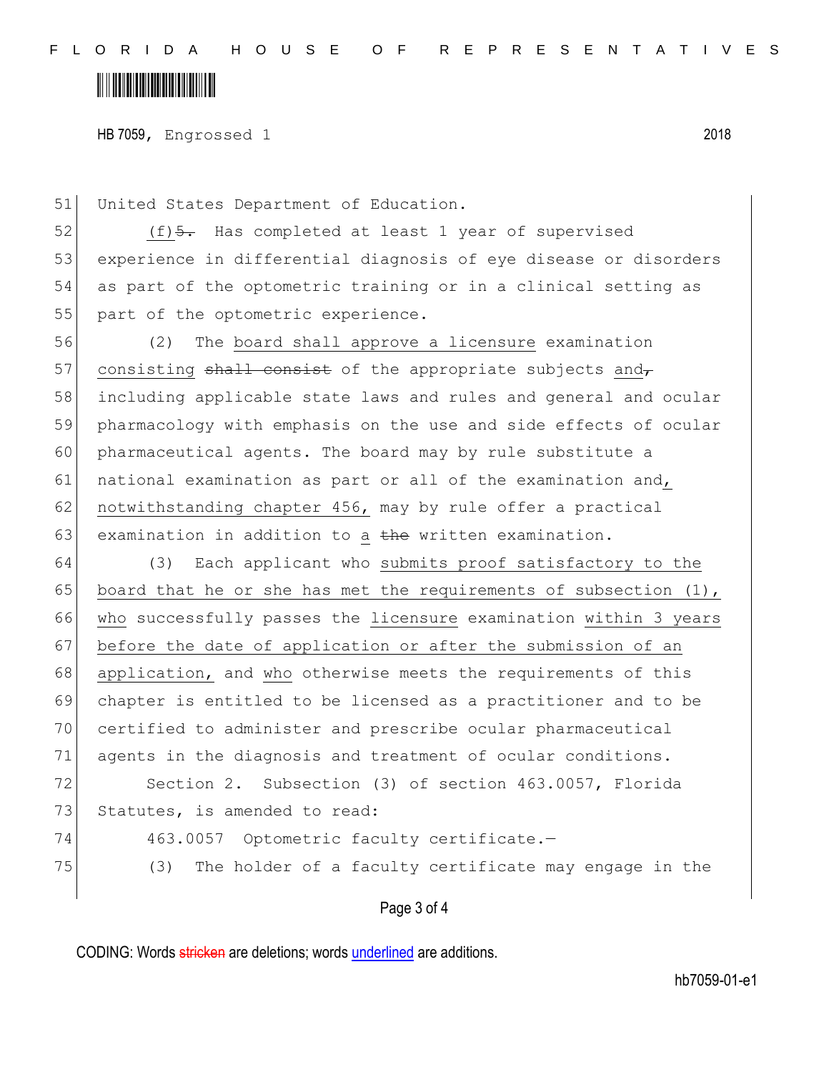United States Department of Education.

(f)~~5.~~ Has completed at least 1 year of supervised experience in differential diagnosis of eye disease or disorders as part of the optometric training or in a clinical setting as part of the optometric experience.

(2) The <u>board shall approve a licensure</u> examination <u>consisting</u> ~~shall consist~~ of the appropriate subjects <u>and</u>~~,~~ including applicable state laws and rules and general and ocular pharmacology with emphasis on the use and side effects of ocular pharmaceutical agents. The board may by rule substitute a national examination as part or all of the examination and<u>, notwithstanding chapter 456,</u> may by rule offer a practical examination in addition to <u>a</u> ~~the~~ written examination.

(3) Each applicant who <u>submits proof satisfactory to the board that he or she has met the requirements of subsection (1), who</u> successfully passes the <u>licensure</u> examination <u>within 3 years before the date of application or after the submission of an application,</u> and <u>who</u> otherwise meets the requirements of this chapter is entitled to be licensed as a practitioner and to be certified to administer and prescribe ocular pharmaceutical agents in the diagnosis and treatment of ocular conditions.

Section 2. Subsection (3) of section 463.0057, Florida Statutes, is amended to read:

463.0057 Optometric faculty certificate.—

(3) The holder of a faculty certificate may engage in the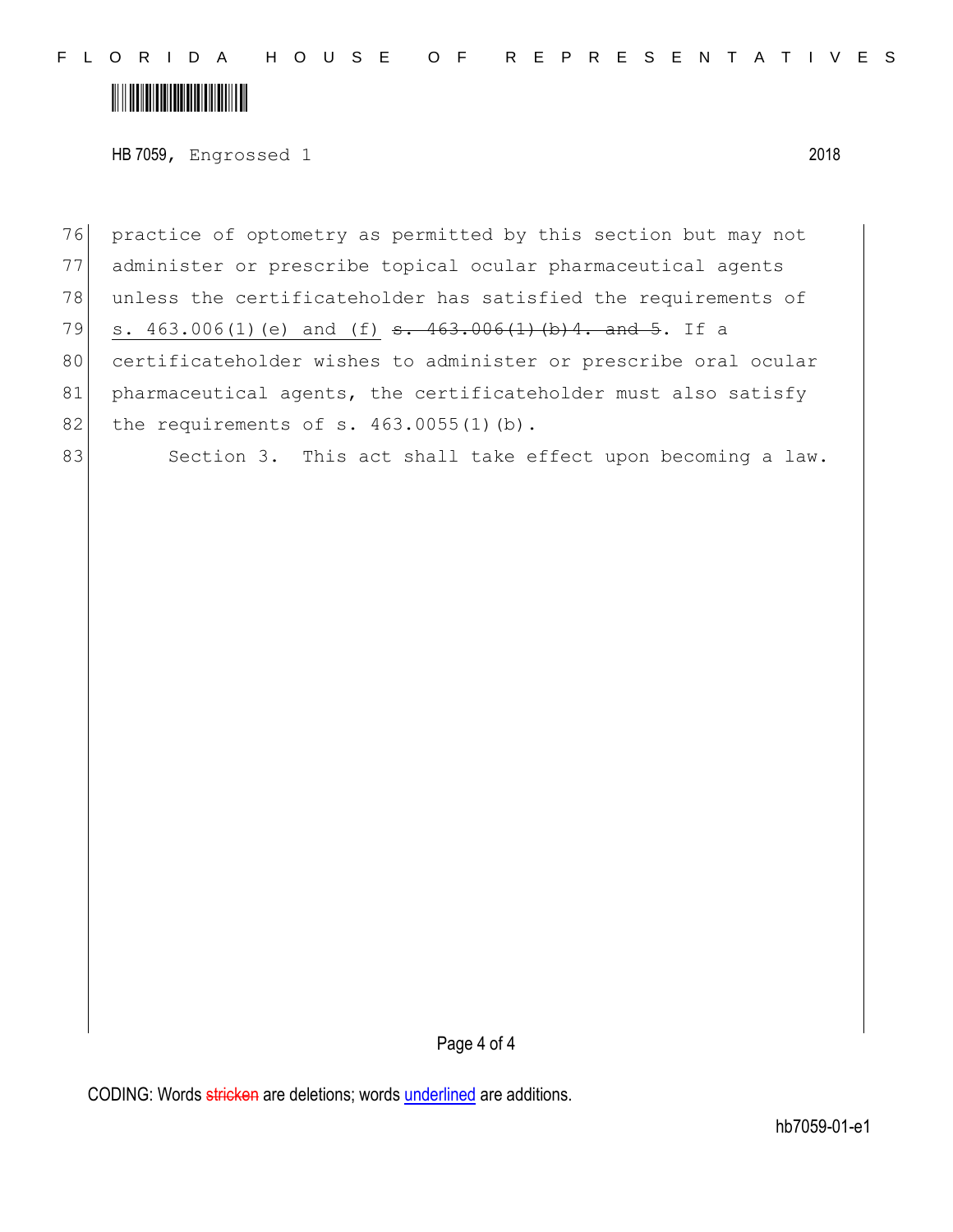76 practice of optometry as permitted by this section but may not
77 administer or prescribe topical ocular pharmaceutical agents
78 unless the certificateholder has satisfied the requirements of
79 <u>s. 463.006(1)(e) and (f)</u> ~~s. 463.006(1)(b)4. and 5~~. If a
80 certificateholder wishes to administer or prescribe oral ocular
81 pharmaceutical agents, the certificateholder must also satisfy
82 the requirements of s. 463.0055(1)(b).

83 Section 3. This act shall take effect upon becoming a law.

CODING: Words ~~stricken~~ are deletions; words <u>underlined</u> are additions.